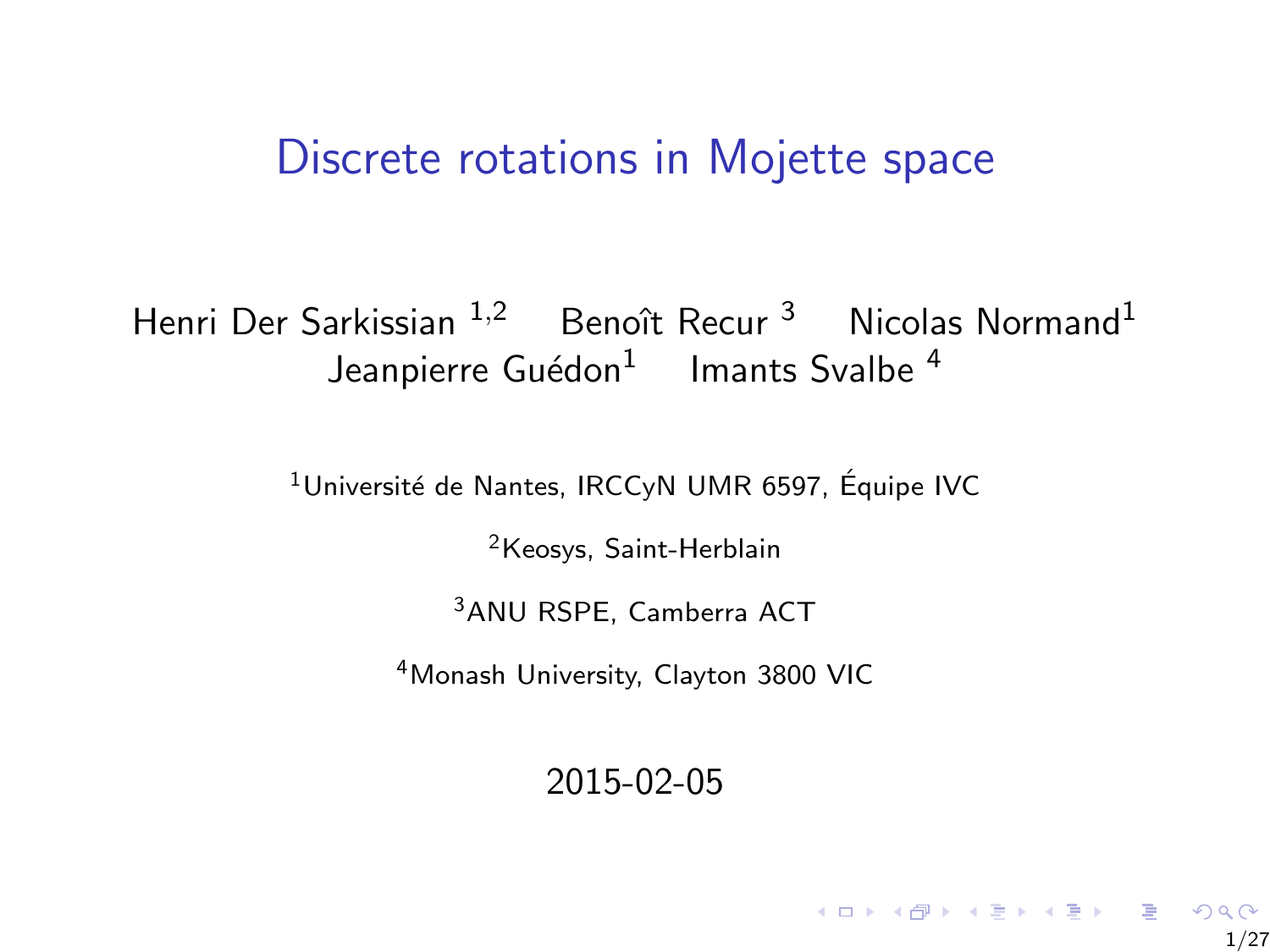# Discrete rotations in Mojette space

Henri Der Sarkissian [1,2] Benoît Recur [3] Nicolas Normand[1]
Jeanpierre Guédon[1] Imants Svalbe [4]

[1]Université de Nantes, IRCCyN UMR 6597, Équipe IVC

[2]Keosys, Saint-Herblain

[3]ANU RSPE, Camberra ACT

[4]Monash University, Clayton 3800 VIC

2015-02-05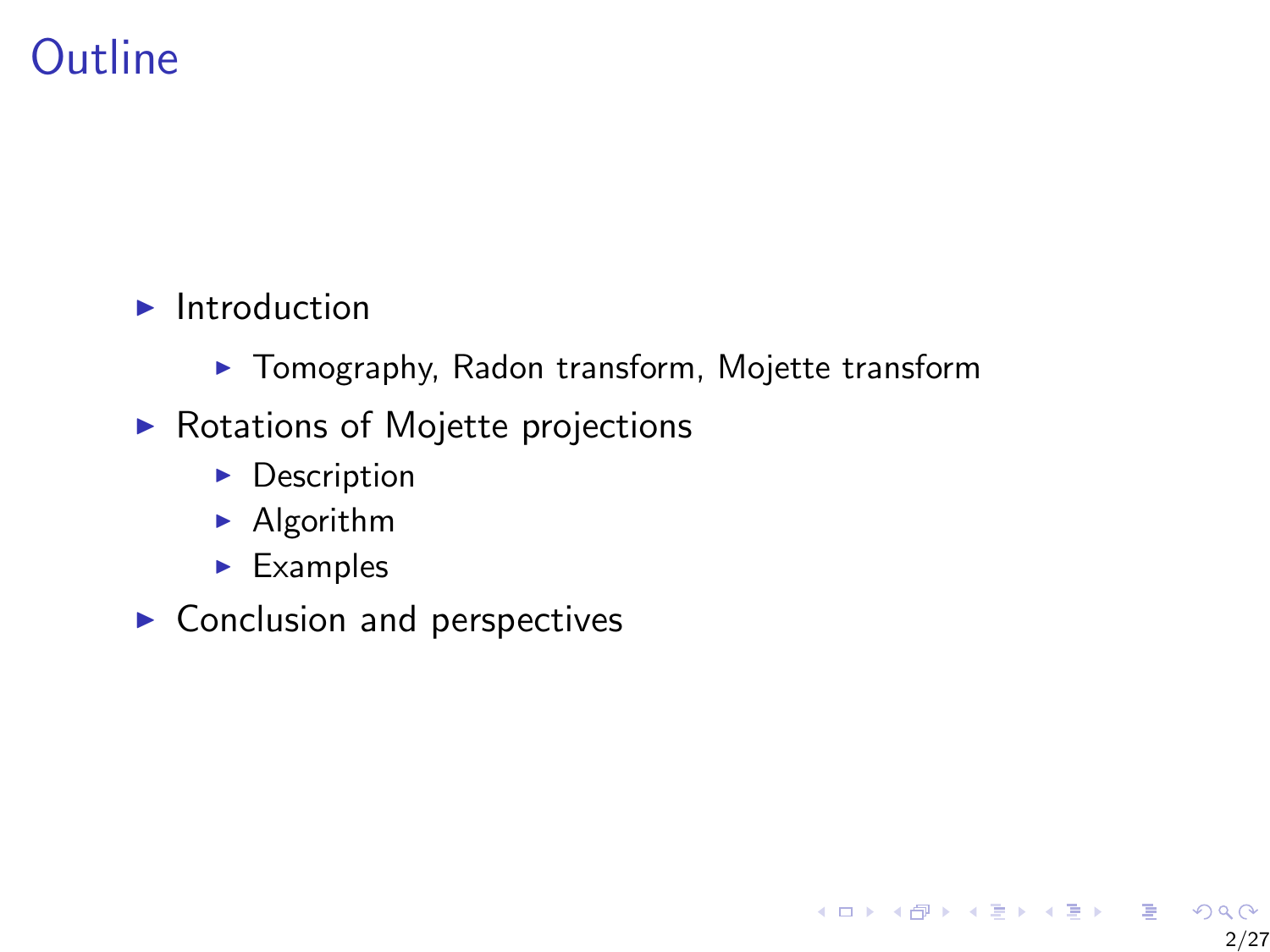# Outline

- Introduction
  - Tomography, Radon transform, Mojette transform
- Rotations of Mojette projections
  - Description
  - Algorithm
  - Examples
- Conclusion and perspectives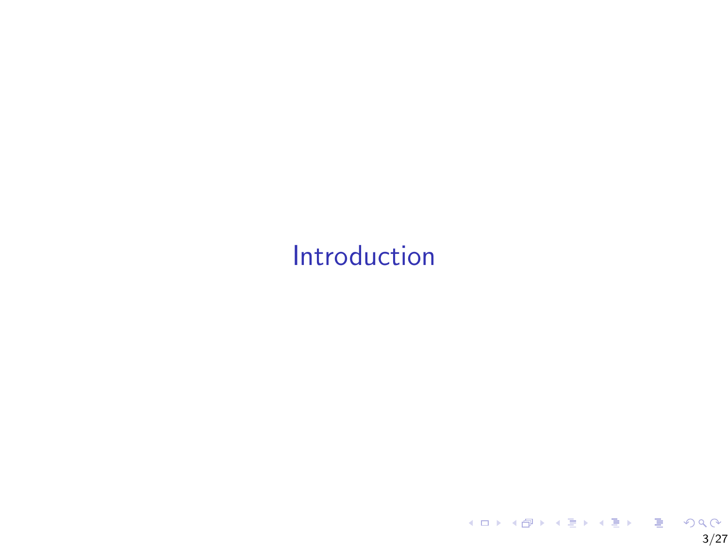# Introduction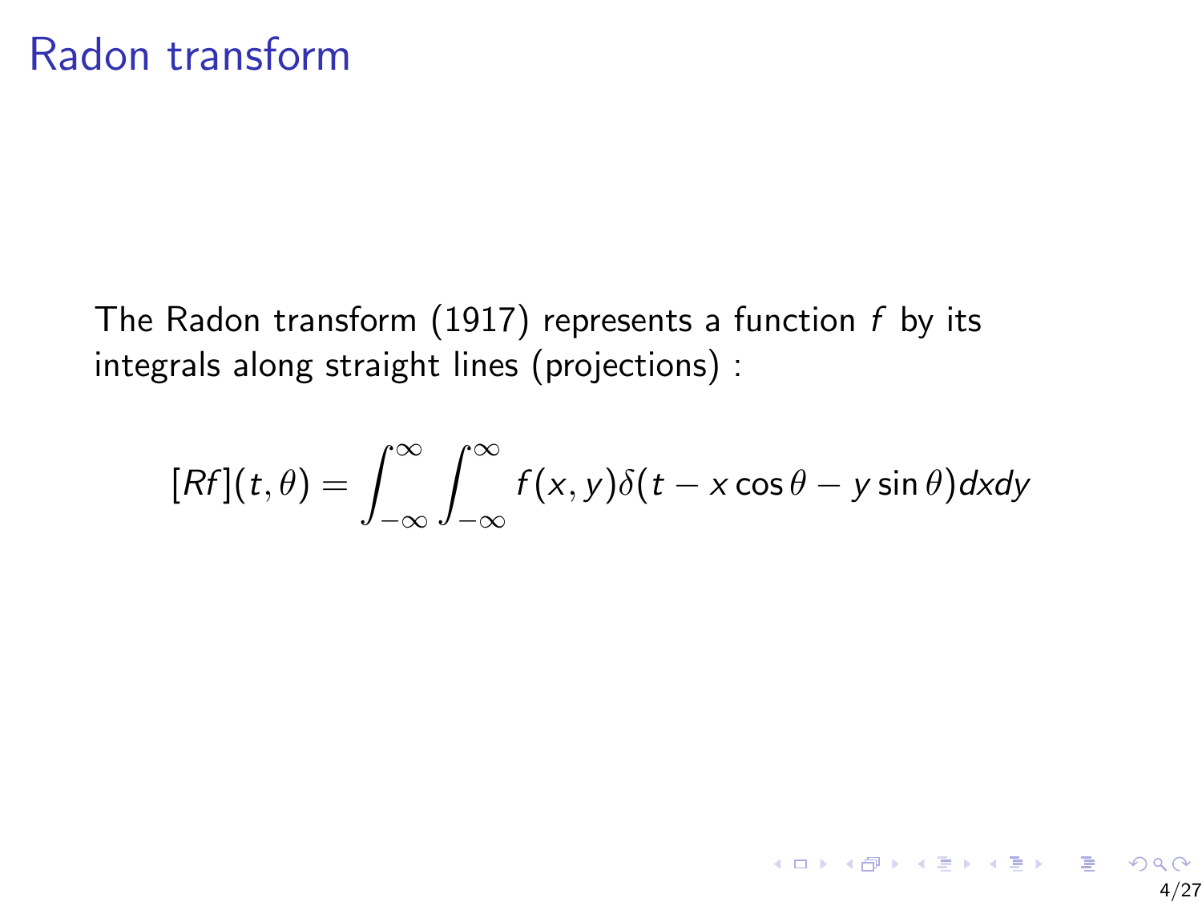# Radon transform

The Radon transform (1917) represents a function $f$ by its integrals along straight lines (projections) :

$$[Rf](t, \theta) = \int_{-\infty}^{\infty} \int_{-\infty}^{\infty} f(x, y) \delta(t - x \cos\theta - y \sin\theta) dx dy$$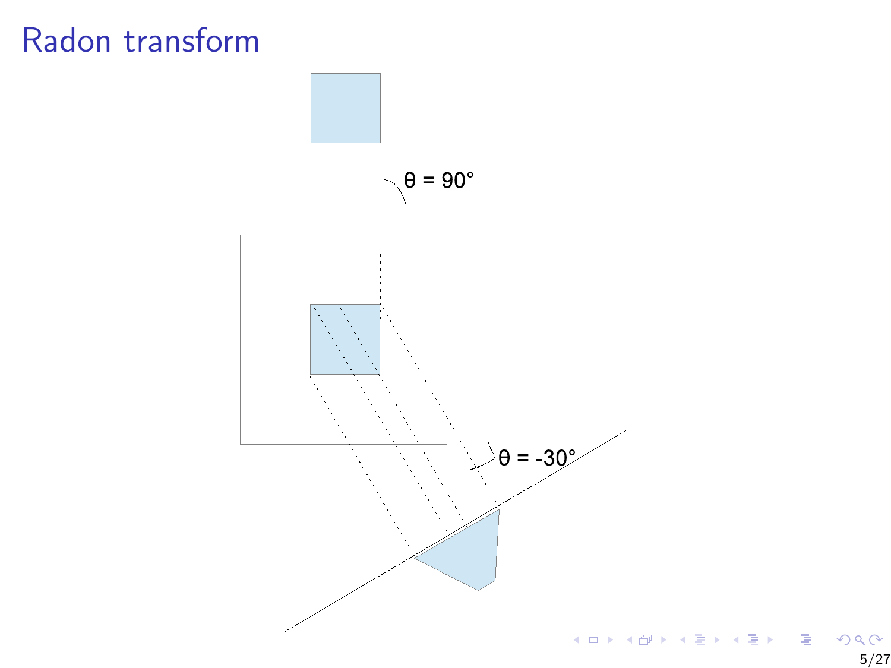# Radon transform

θ = 90°

θ = -30°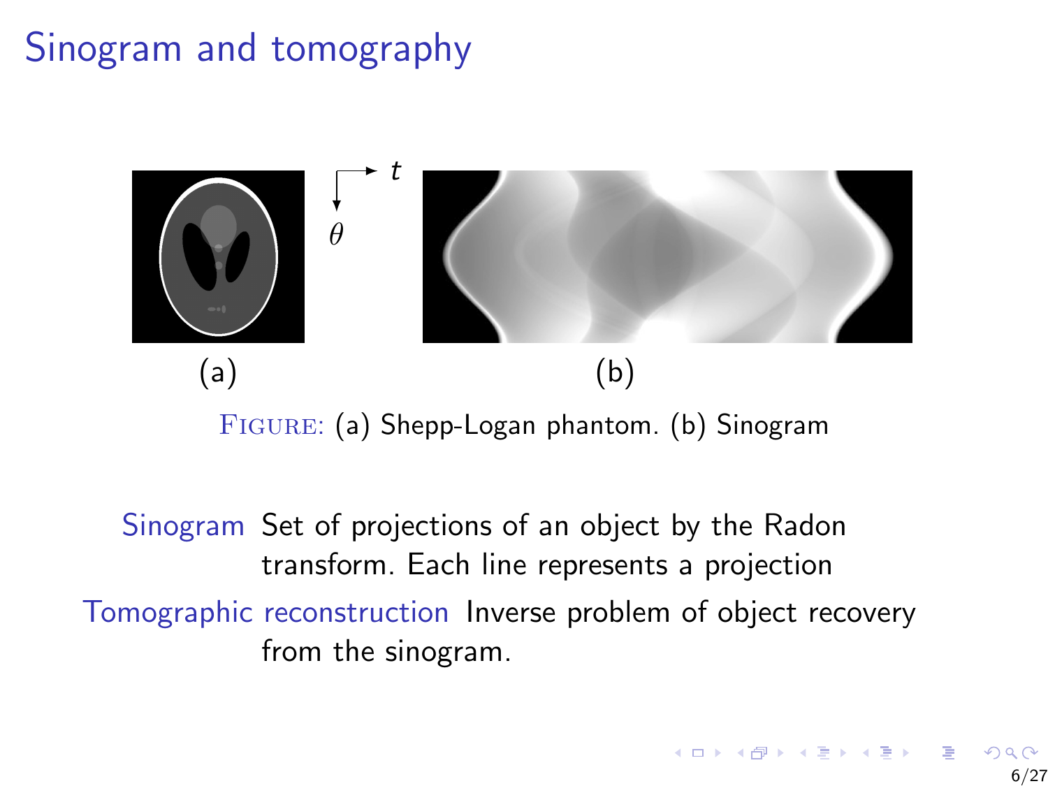# Sinogram and tomography

(a) (b)

FIGURE: (a) Shepp-Logan phantom. (b) Sinogram

**Sinogram** Set of projections of an object by the Radon transform. Each line represents a projection

**Tomographic reconstruction** Inverse problem of object recovery from the sinogram.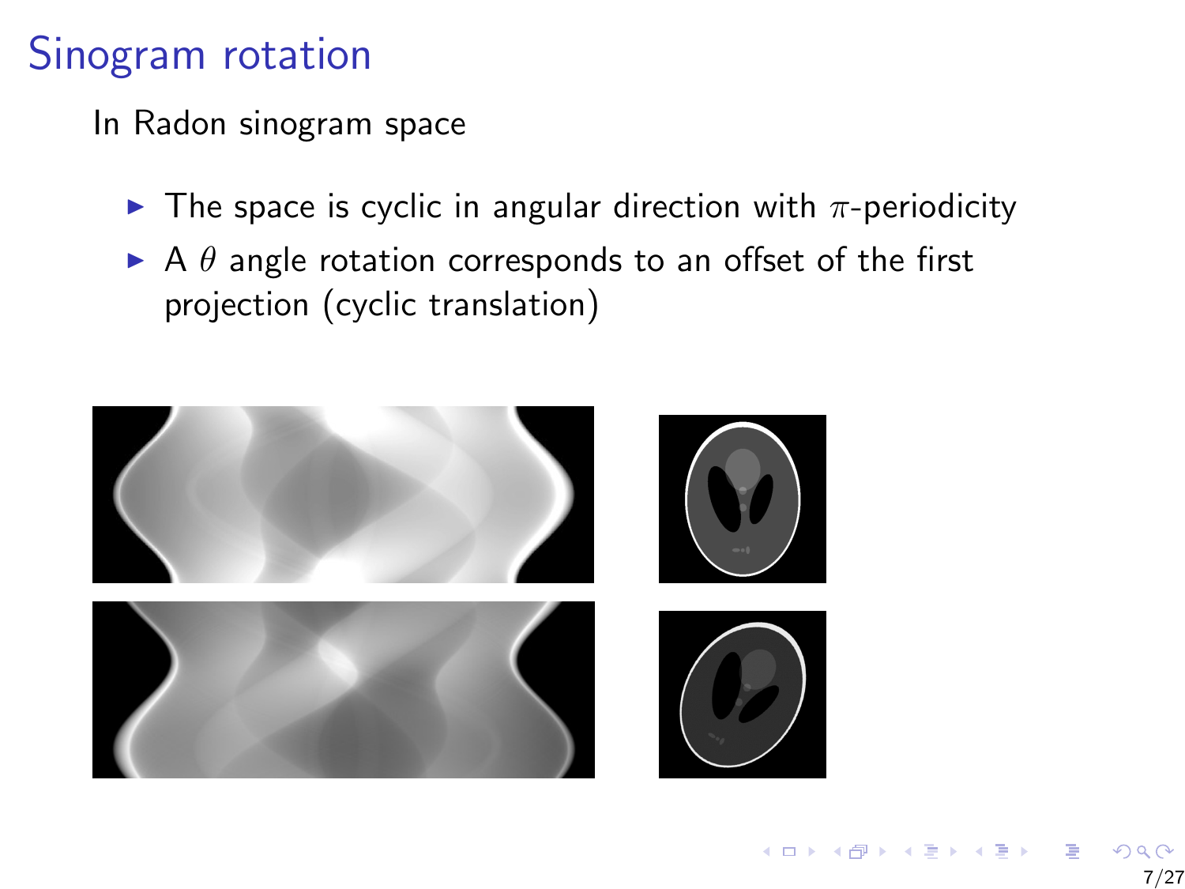# Sinogram rotation

In Radon sinogram space

- The space is cyclic in angular direction with $\pi$-periodicity
- A $\theta$ angle rotation corresponds to an offset of the first projection (cyclic translation)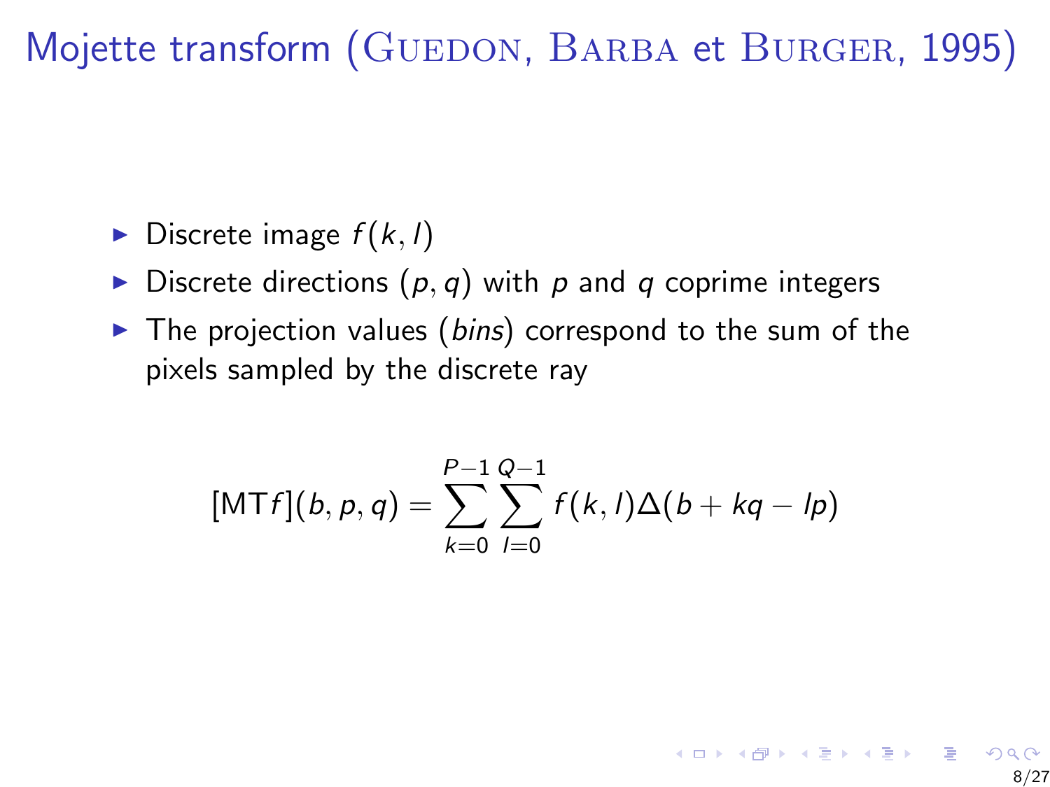# Mojette transform (Guedon, Barba et Burger, 1995)

- Discrete image $f(k, l)$
- Discrete directions $(p, q)$ with $p$ and $q$ coprime integers
- The projection values (*bins*) correspond to the sum of the pixels sampled by the discrete ray

$$[\mathrm{MT}f](b, p, q) = \sum_{k=0}^{P-1} \sum_{l=0}^{Q-1} f(k, l) \Delta(b + kq - lp)$$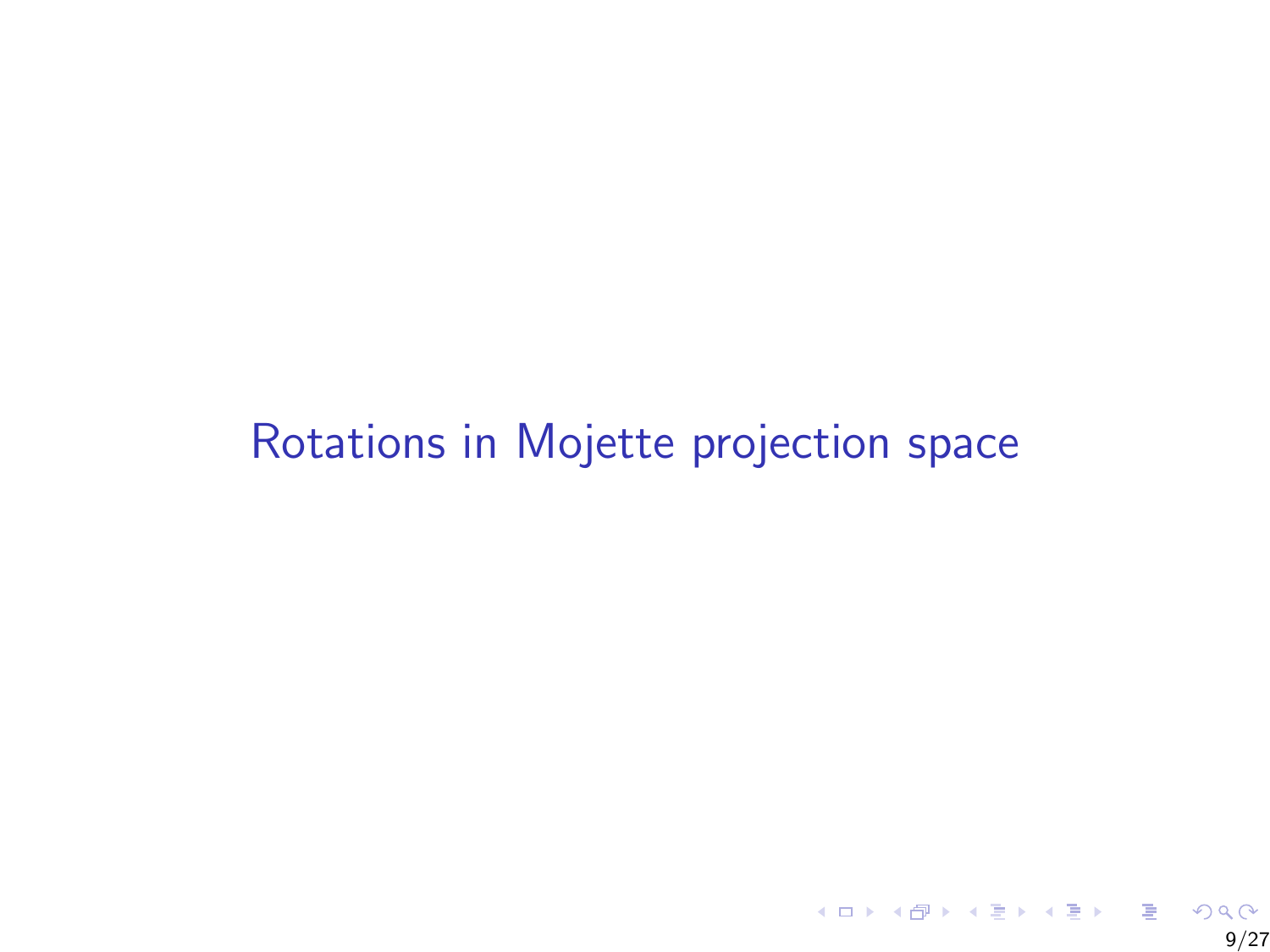# Rotations in Mojette projection space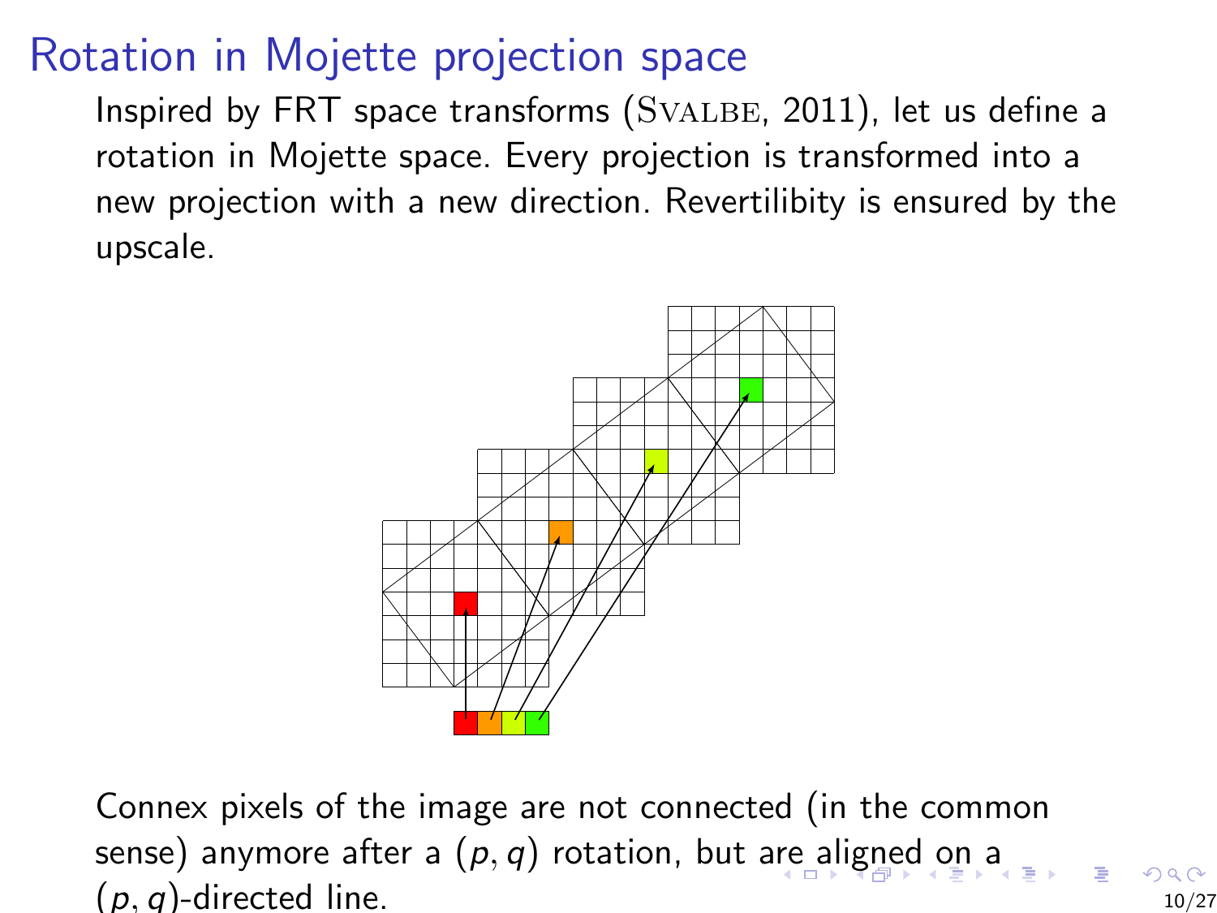# Rotation in Mojette projection space

Inspired by FRT space transforms (Svalbe, 2011), let us define a rotation in Mojette space. Every projection is transformed into a new projection with a new direction. Revertilibity is ensured by the upscale.

Connex pixels of the image are not connected (in the common sense) anymore after a $(p, q)$ rotation, but are aligned on a $(p, q)$-directed line.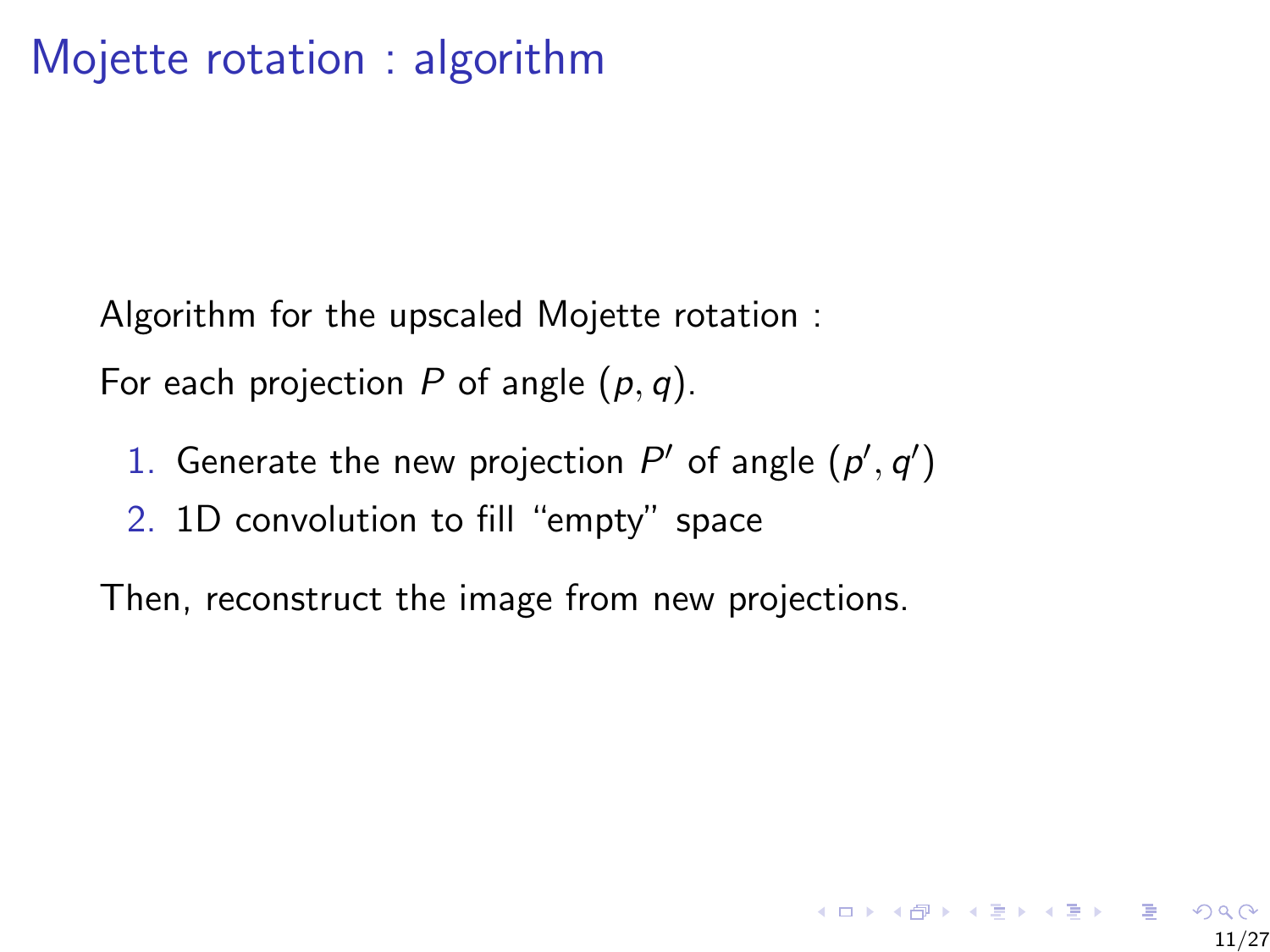# Mojette rotation : algorithm

Algorithm for the upscaled Mojette rotation :

For each projection $P$ of angle $(p, q)$.

1. Generate the new projection $P'$ of angle $(p', q')$
2. 1D convolution to fill “empty” space

Then, reconstruct the image from new projections.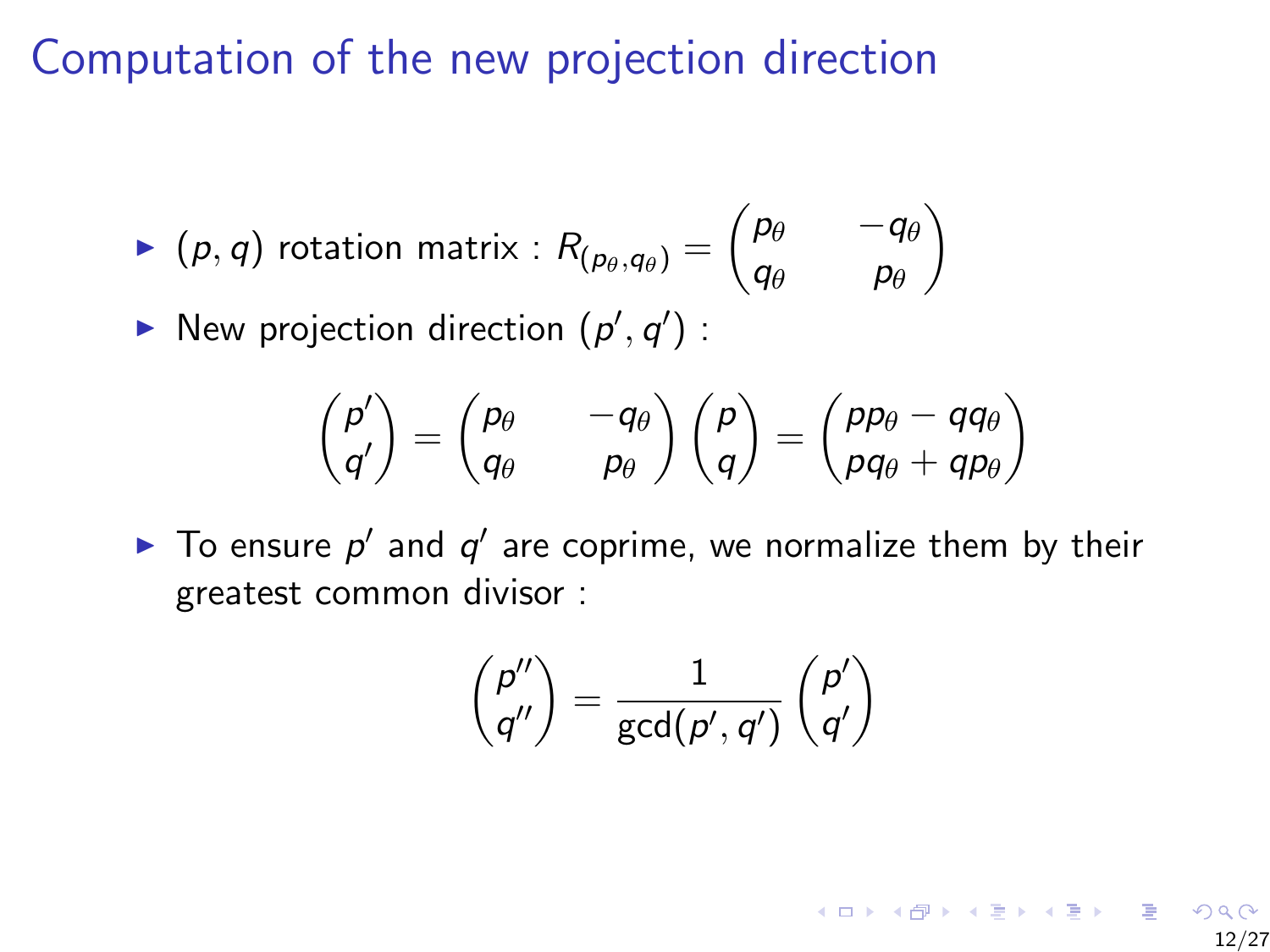# Computation of the new projection direction

- $(p, q)$ rotation matrix : $R_{(p_\theta, q_\theta)} = \begin{pmatrix} p_\theta & -q_\theta \\ q_\theta & p_\theta \end{pmatrix}$
- New projection direction $(p', q')$ :

$$\begin{pmatrix} p' \\ q' \end{pmatrix} = \begin{pmatrix} p_\theta & -q_\theta \\ q_\theta & p_\theta \end{pmatrix} \begin{pmatrix} p \\ q \end{pmatrix} = \begin{pmatrix} pp_\theta - qq_\theta \\ pq_\theta + qp_\theta \end{pmatrix}$$

- To ensure $p'$ and $q'$ are coprime, we normalize them by their greatest common divisor :

$$\begin{pmatrix} p'' \\ q'' \end{pmatrix} = \frac{1}{\gcd(p', q')} \begin{pmatrix} p' \\ q' \end{pmatrix}$$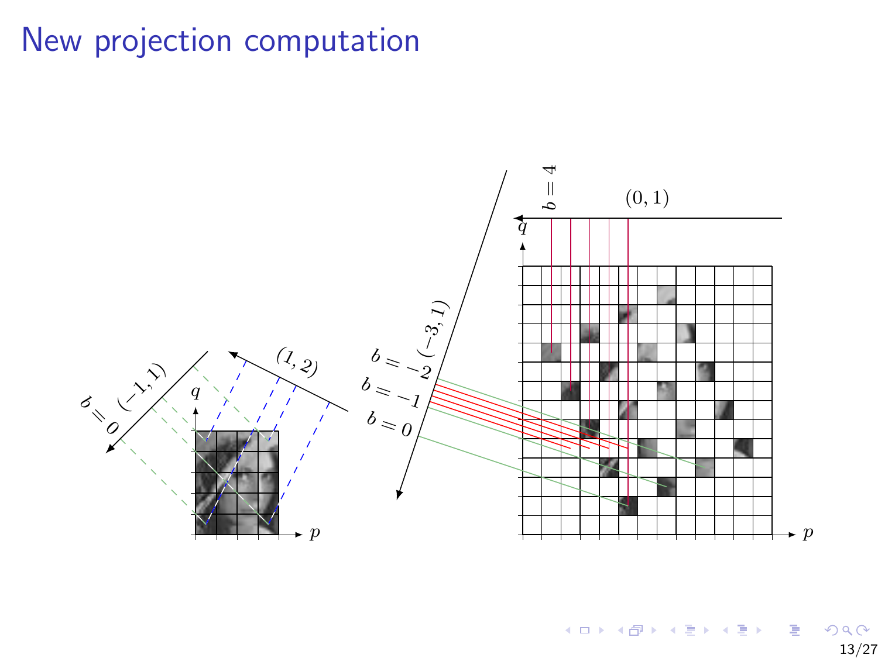# New projection computation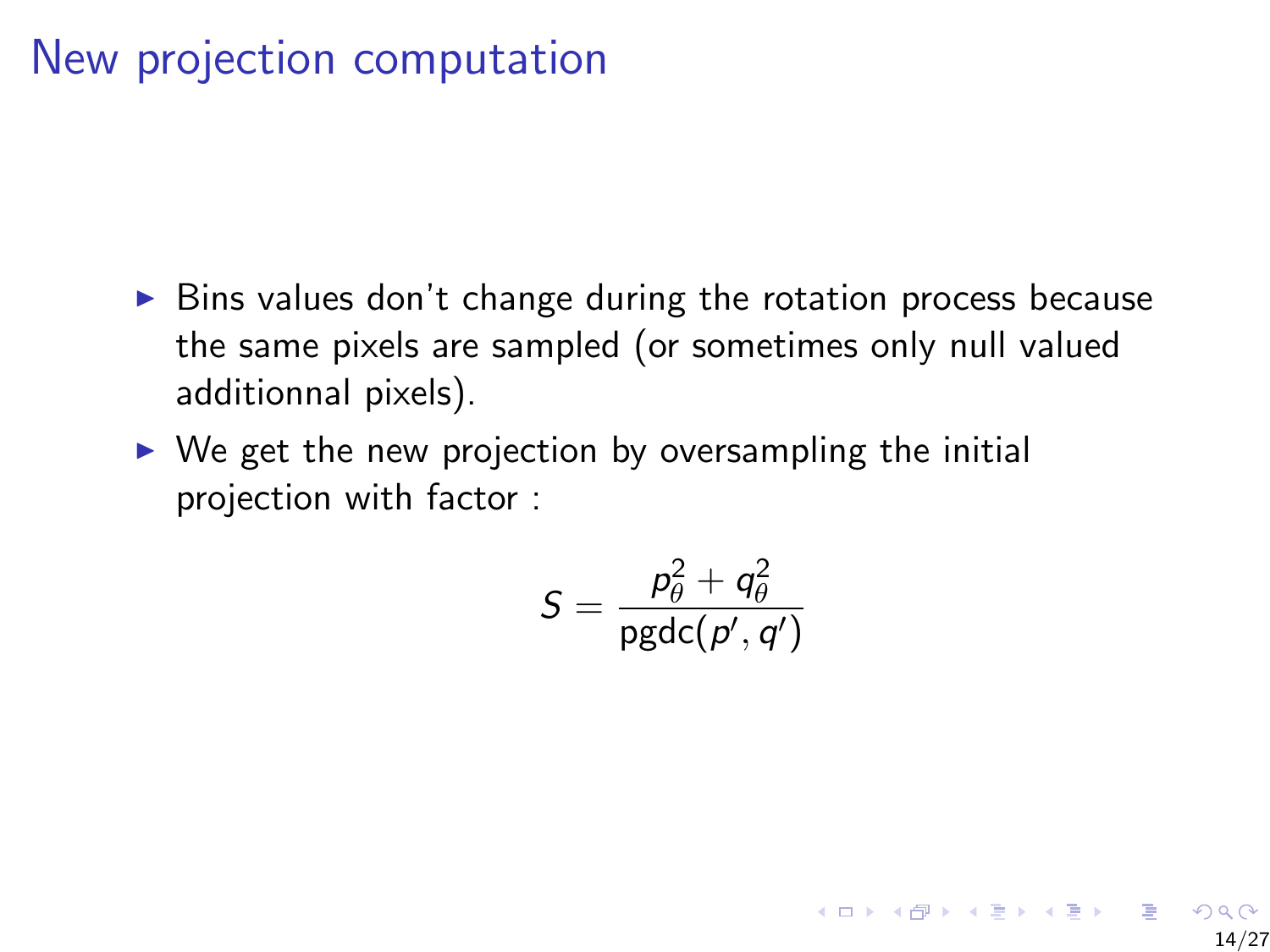# New projection computation

- Bins values don't change during the rotation process because the same pixels are sampled (or sometimes only null valued additionnal pixels).
- We get the new projection by oversampling the initial projection with factor :

$$S = \frac{p_\theta^2 + q_\theta^2}{\mathrm{pgdc}(p', q')}$$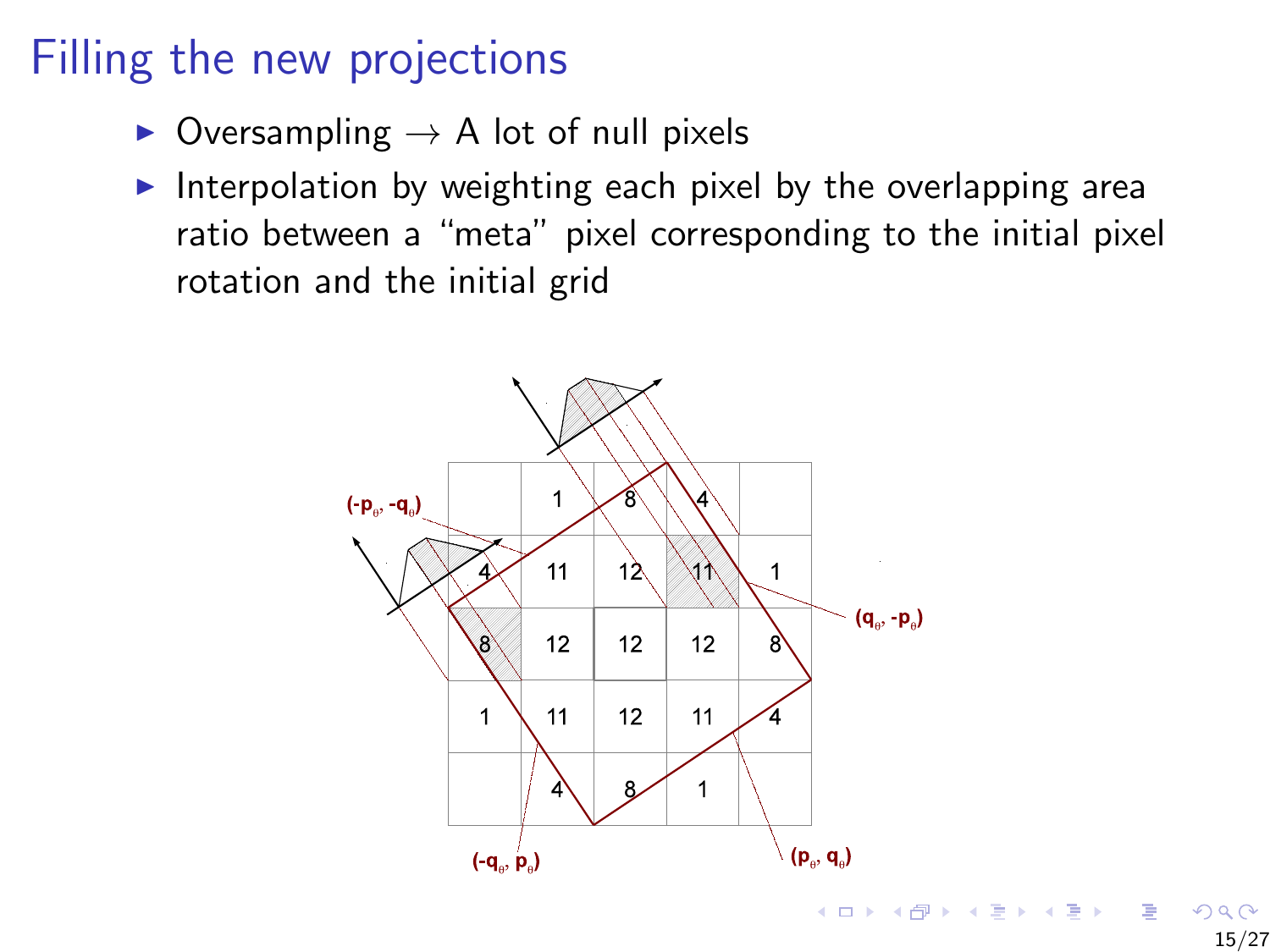# Filling the new projections

- Oversampling → A lot of null pixels
- Interpolation by weighting each pixel by the overlapping area ratio between a "meta" pixel corresponding to the initial pixel rotation and the initial grid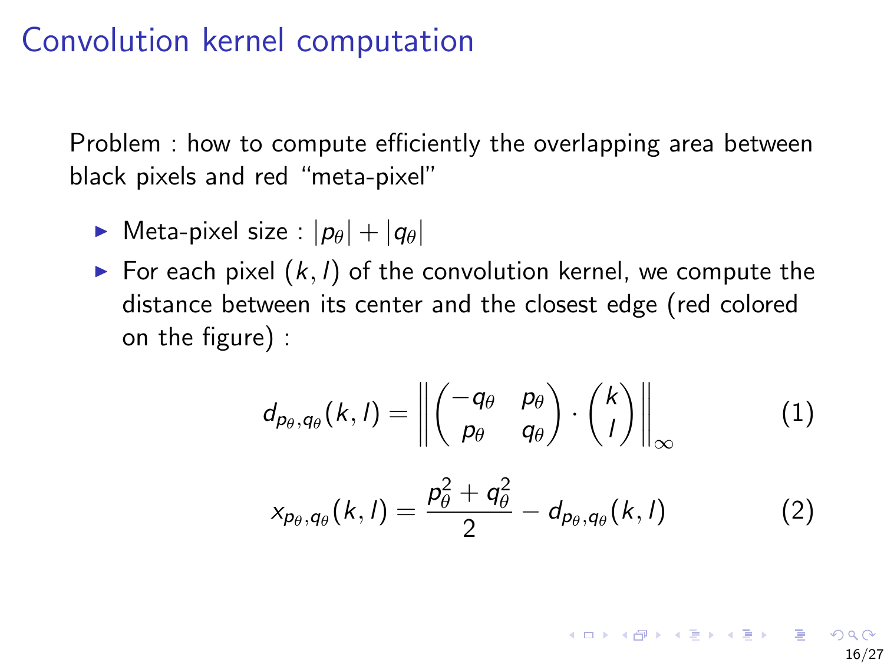# Convolution kernel computation

Problem : how to compute efficiently the overlapping area between black pixels and red “meta-pixel”

- Meta-pixel size : $|p_\theta| + |q_\theta|$
- For each pixel $(k, l)$ of the convolution kernel, we compute the distance between its center and the closest edge (red colored on the figure) :

$$d_{p_\theta,q_\theta}(k,l) = \left\| \begin{pmatrix} -q_\theta & p_\theta \\ p_\theta & q_\theta \end{pmatrix} \cdot \begin{pmatrix} k \\ l \end{pmatrix} \right\|_\infty \qquad (1)$$

$$x_{p_\theta,q_\theta}(k,l) = \frac{p_\theta^2 + q_\theta^2}{2} - d_{p_\theta,q_\theta}(k,l) \qquad (2)$$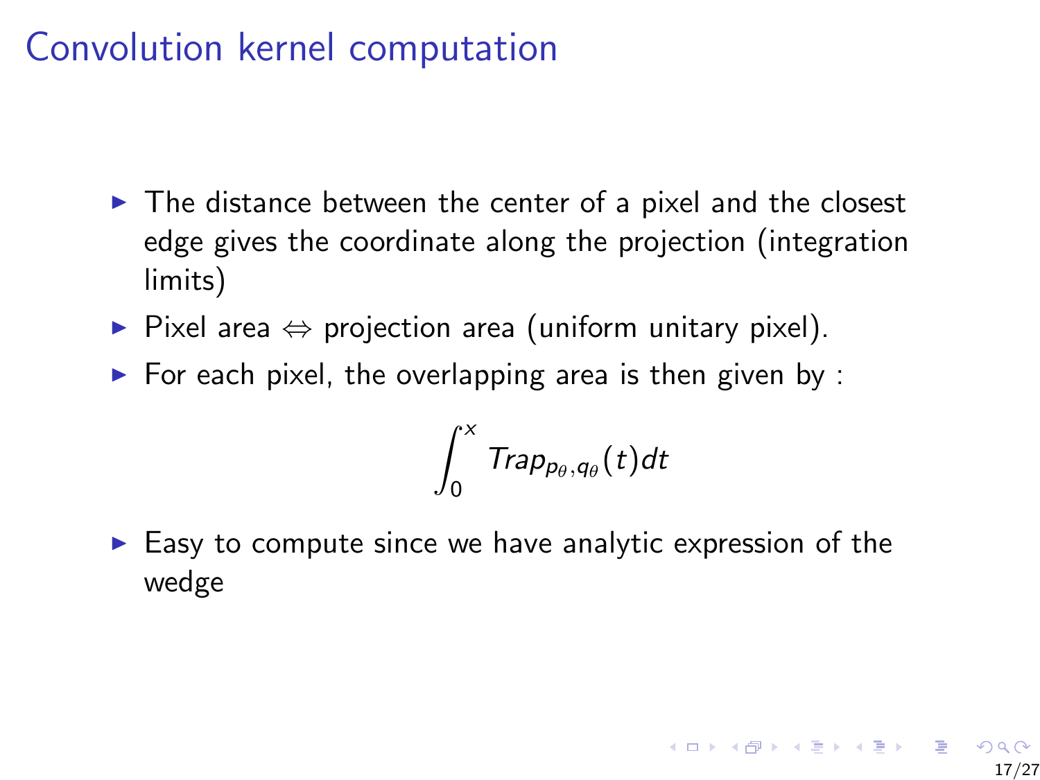# Convolution kernel computation

- The distance between the center of a pixel and the closest edge gives the coordinate along the projection (integration limits)
- Pixel area $\Leftrightarrow$ projection area (uniform unitary pixel).
- For each pixel, the overlapping area is then given by :

$$\int_0^x Trap_{p_\theta, q_\theta}(t)dt$$

- Easy to compute since we have analytic expression of the wedge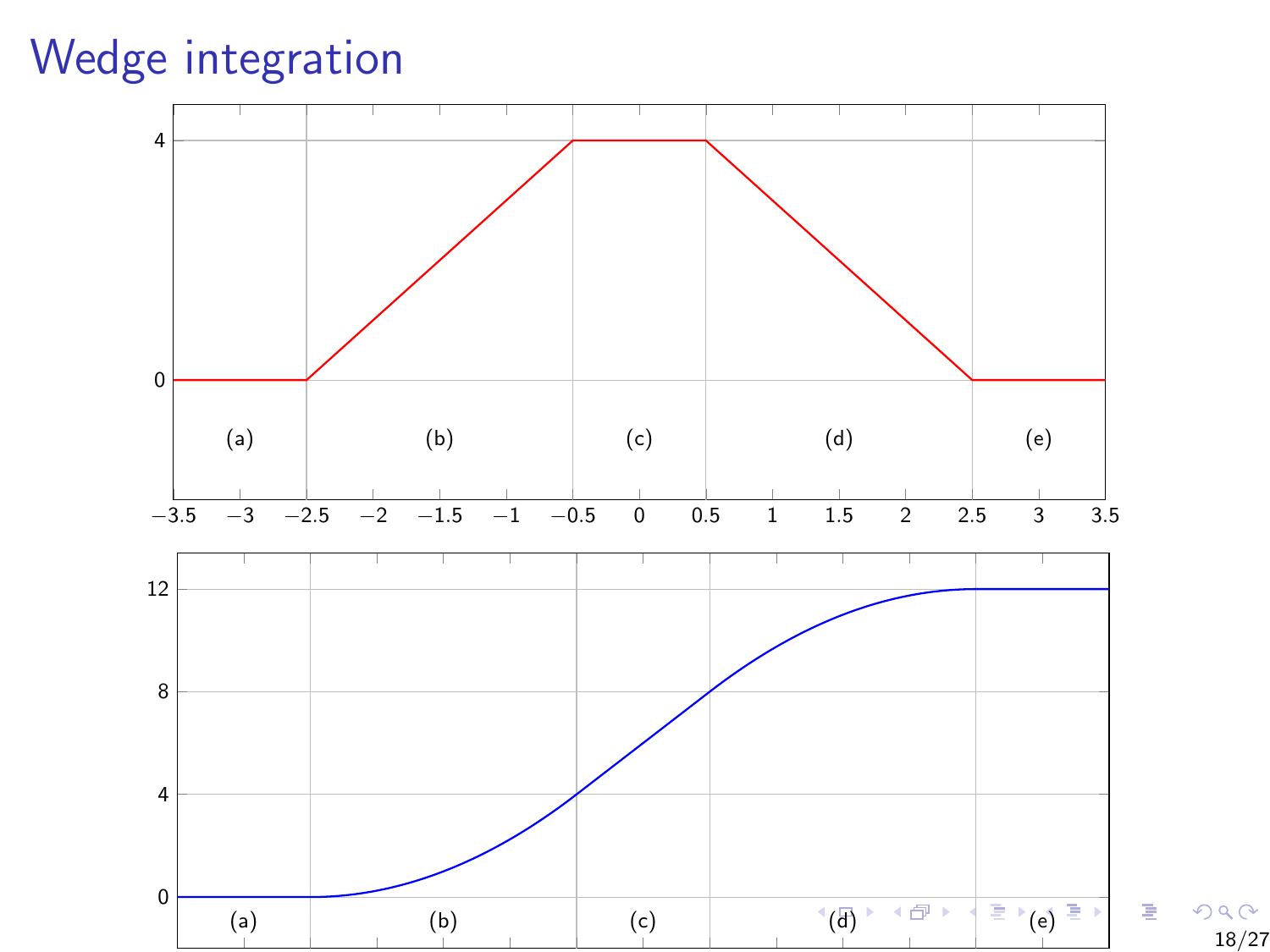# Wedge integration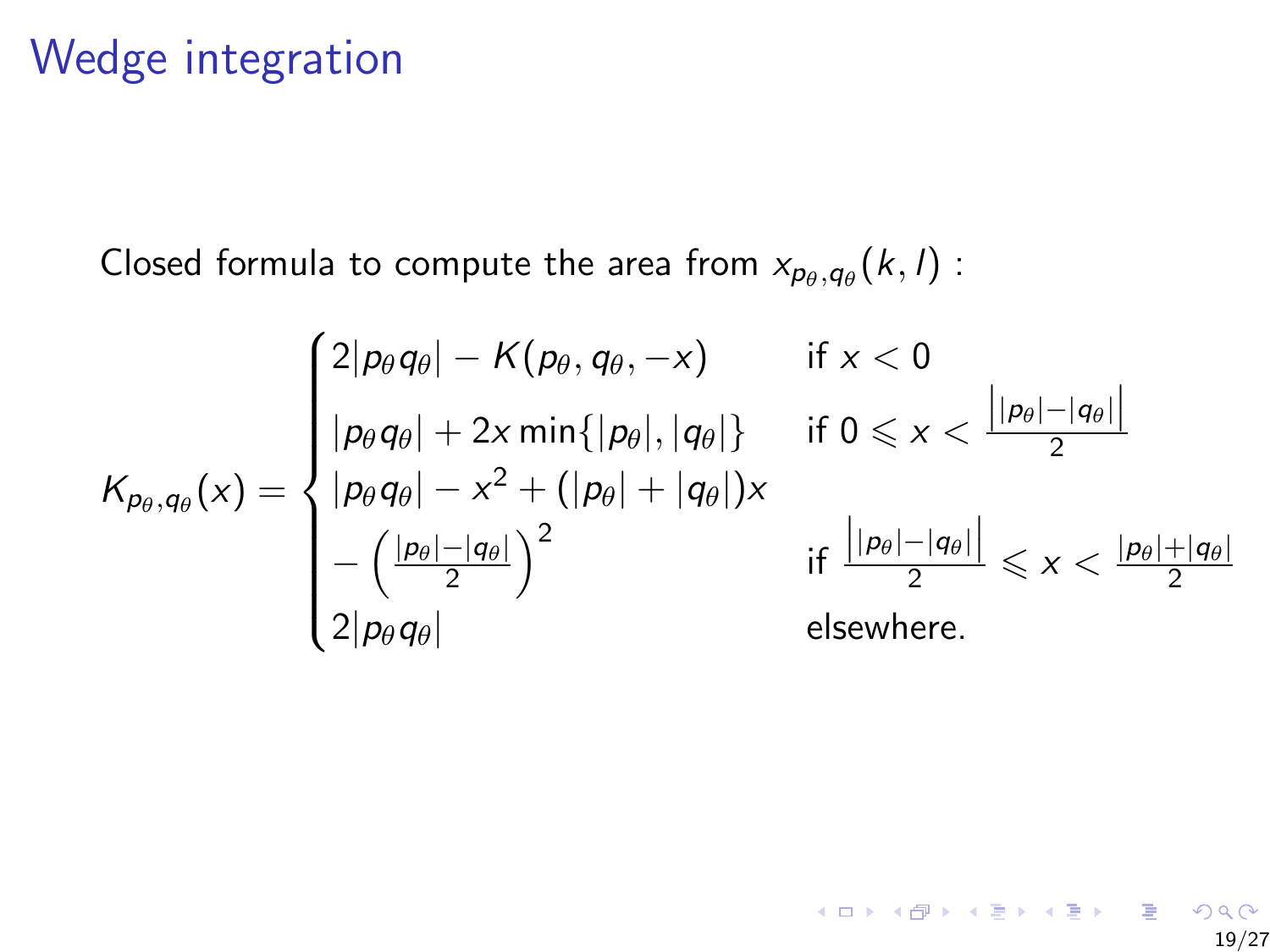# Wedge integration

Closed formula to compute the area from $x_{p_\theta,q_\theta}(k,l)$ :

$$
K_{p_\theta,q_\theta}(x) = \begin{cases}
2|p_\theta q_\theta| - K(p_\theta, q_\theta, -x) & \text{if } x < 0 \\
|p_\theta q_\theta| + 2x \min\{|p_\theta|, |q_\theta|\} & \text{if } 0 \leqslant x < \frac{\big||p_\theta| - |q_\theta|\big|}{2} \\
|p_\theta q_\theta| - x^2 + (|p_\theta| + |q_\theta|)x & \\
- \left(\frac{|p_\theta| - |q_\theta|}{2}\right)^2 & \text{if } \frac{\big||p_\theta| - |q_\theta|\big|}{2} \leqslant x < \frac{|p_\theta| + |q_\theta|}{2} \\
2|p_\theta q_\theta| & \text{elsewhere.}
\end{cases}
$$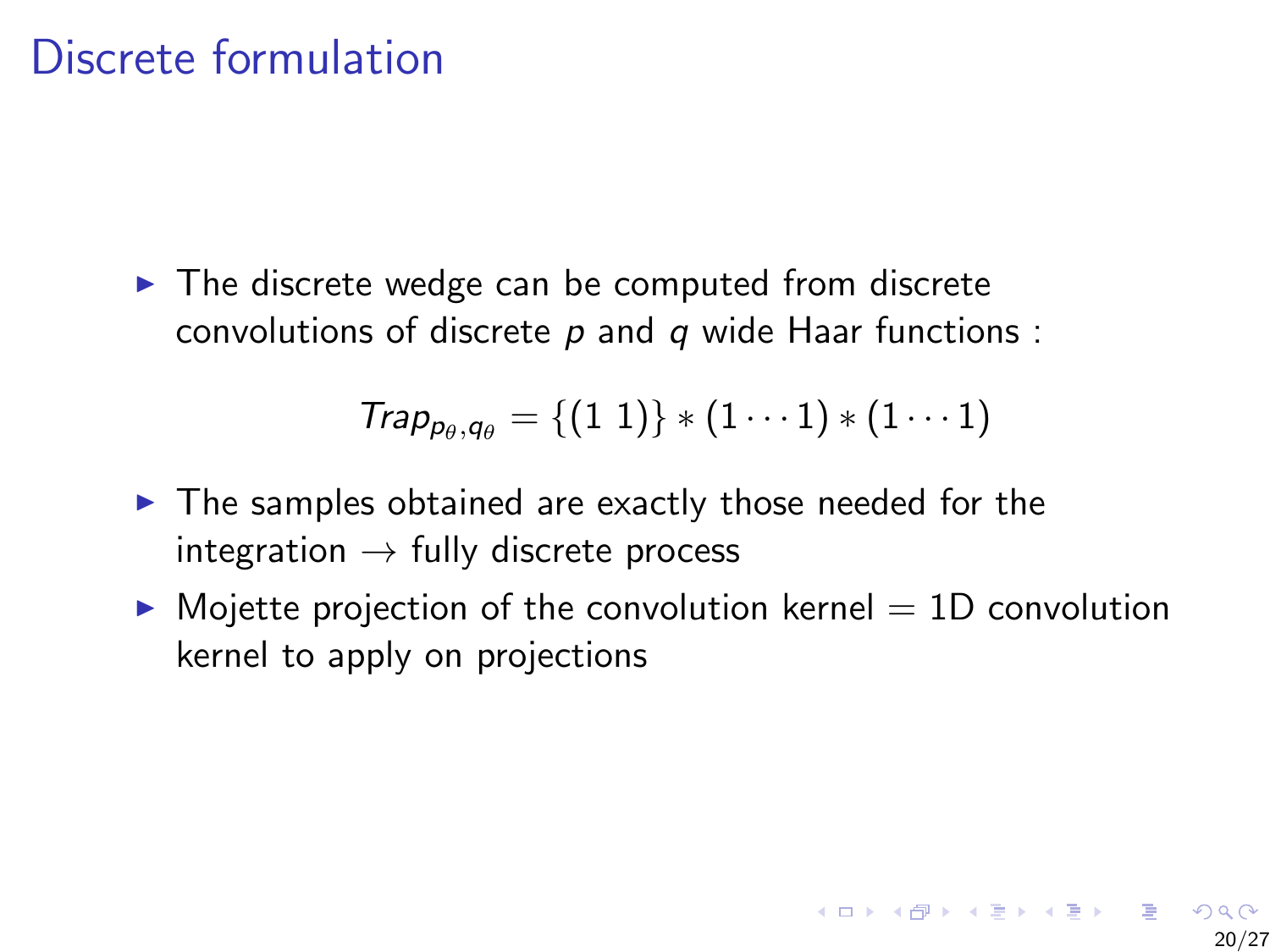# Discrete formulation

- The discrete wedge can be computed from discrete convolutions of discrete $p$ and $q$ wide Haar functions :

$$Trap_{p_\theta,q_\theta} = \{(1\ 1)\} * (1 \cdots 1) * (1 \cdots 1)$$

- The samples obtained are exactly those needed for the integration $\rightarrow$ fully discrete process
- Mojette projection of the convolution kernel = 1D convolution kernel to apply on projections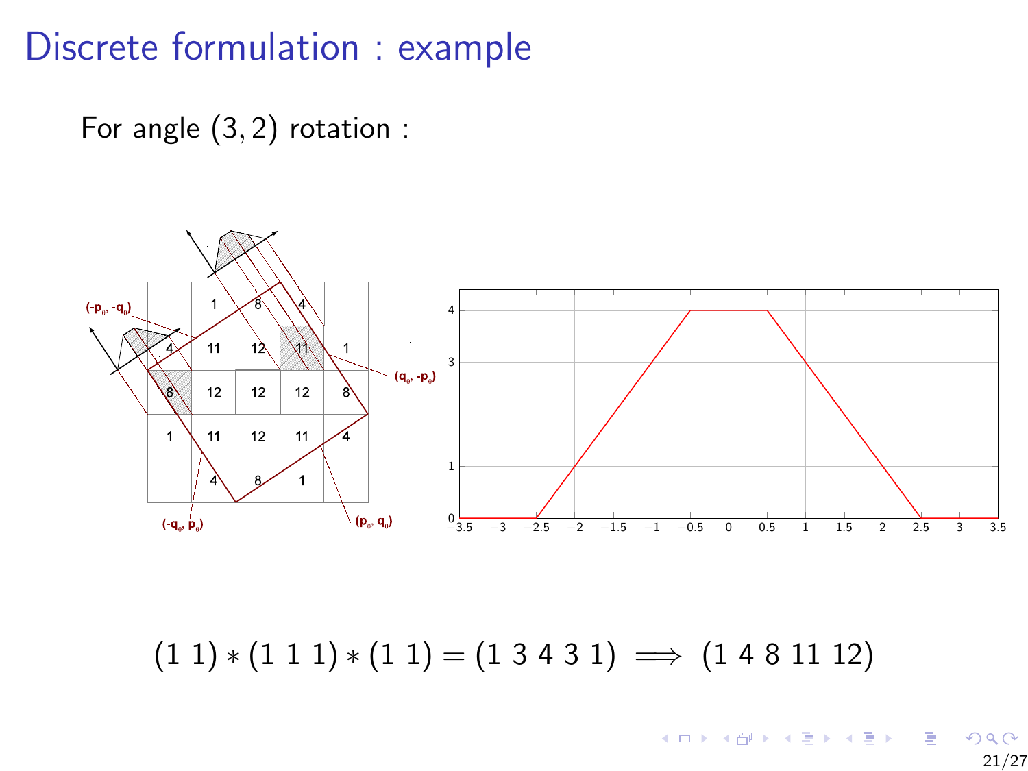# Discrete formulation : example

For angle $(3, 2)$ rotation :

$$(1\ 1) * (1\ 1\ 1) * (1\ 1) = (1\ 3\ 4\ 3\ 1) \implies (1\ 4\ 8\ 11\ 12)$$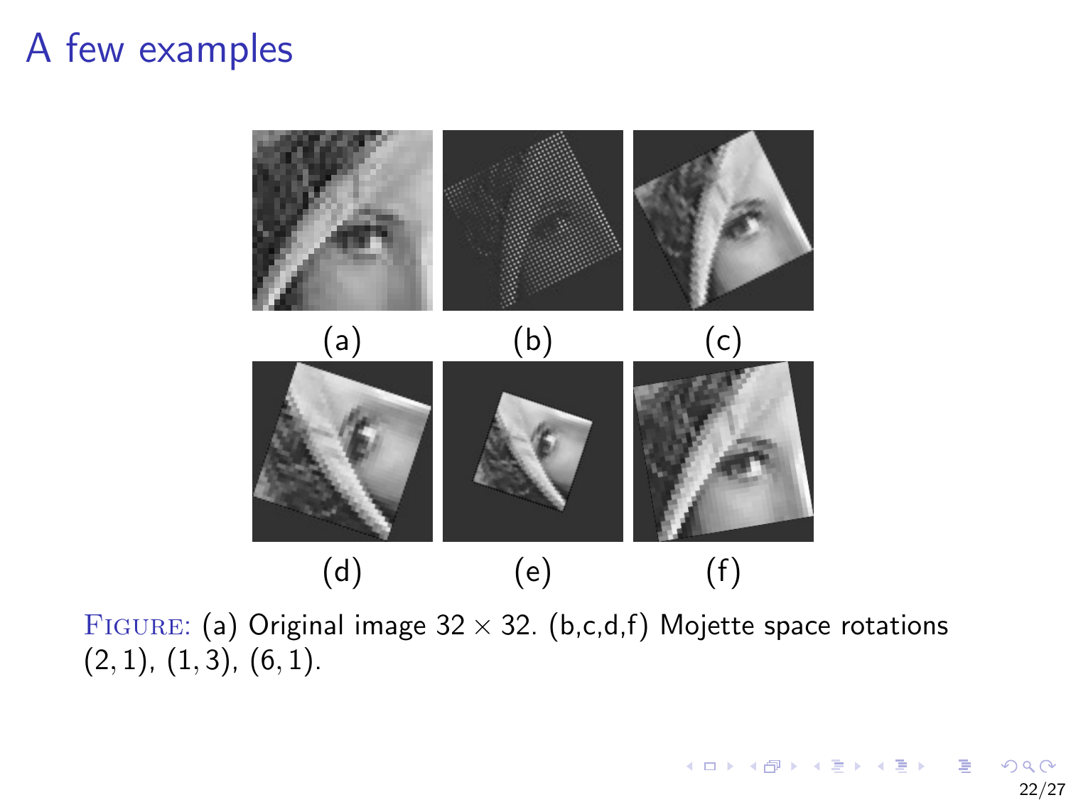# A few examples

(a) (b) (c)

(d) (e) (f)

FIGURE: (a) Original image $32 \times 32$. (b,c,d,f) Mojette space rotations $(2, 1)$, $(1, 3)$, $(6, 1)$.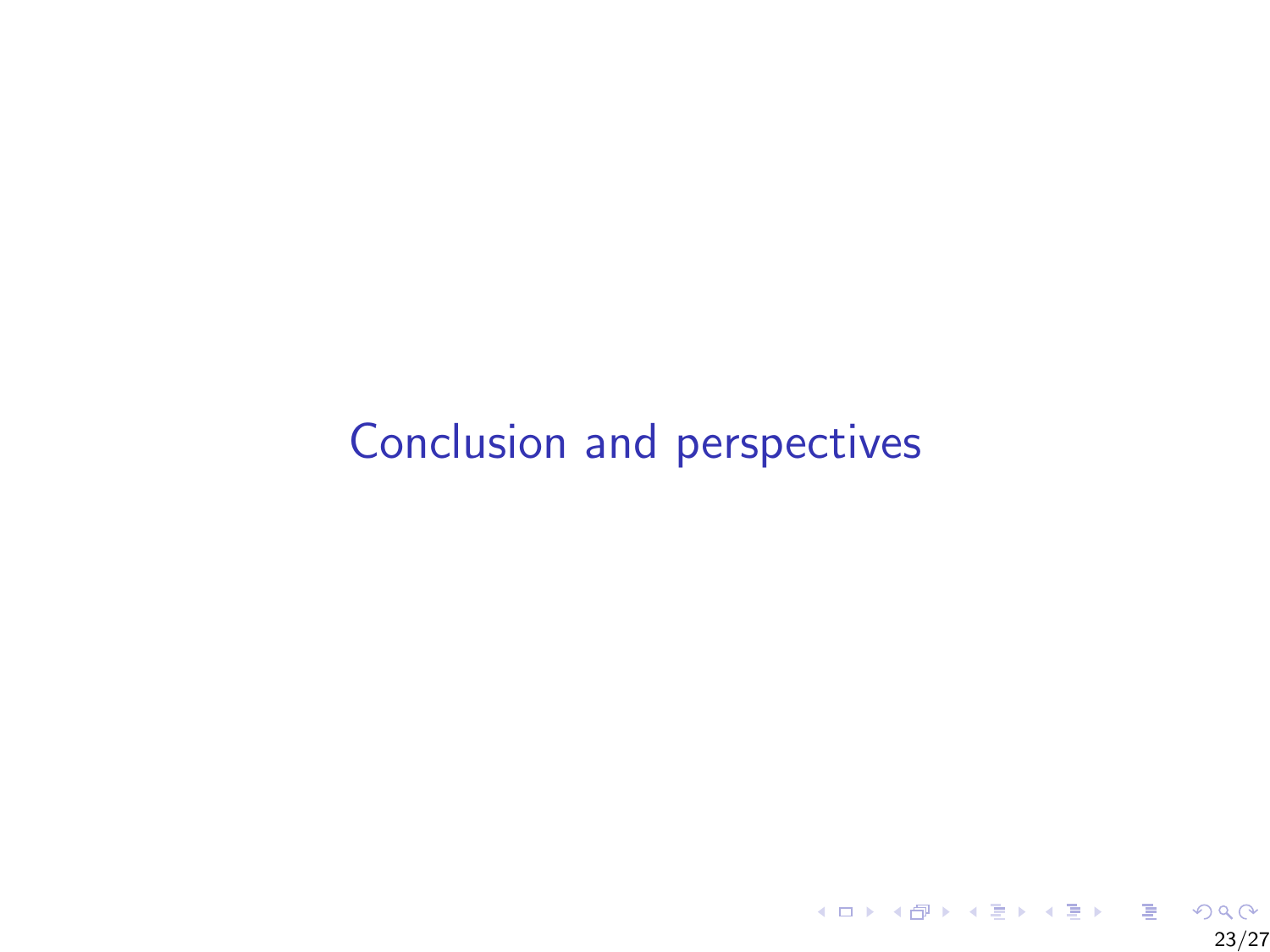# Conclusion and perspectives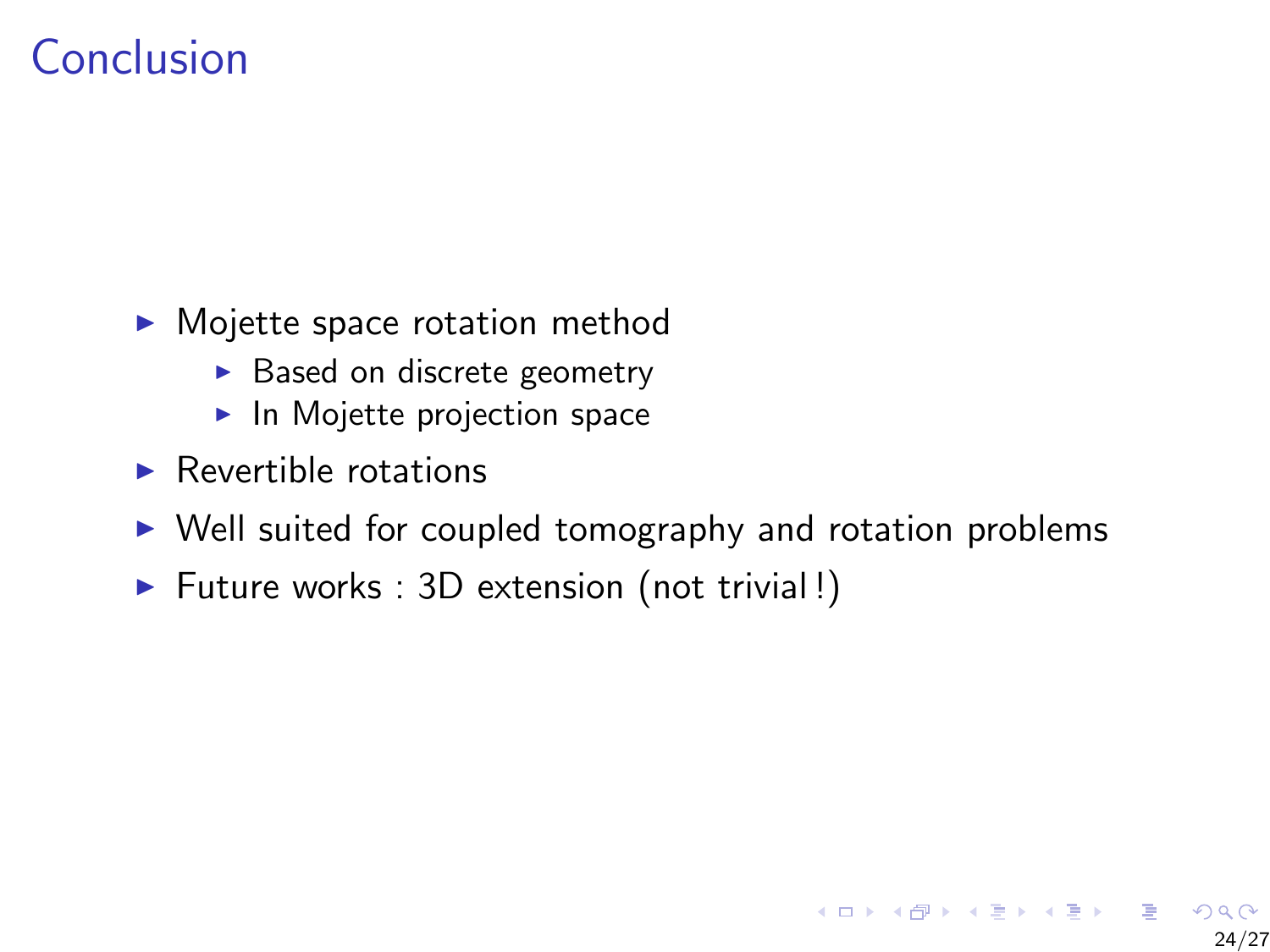# Conclusion

- Mojette space rotation method
  - Based on discrete geometry
  - In Mojette projection space
- Revertible rotations
- Well suited for coupled tomography and rotation problems
- Future works : 3D extension (not trivial !)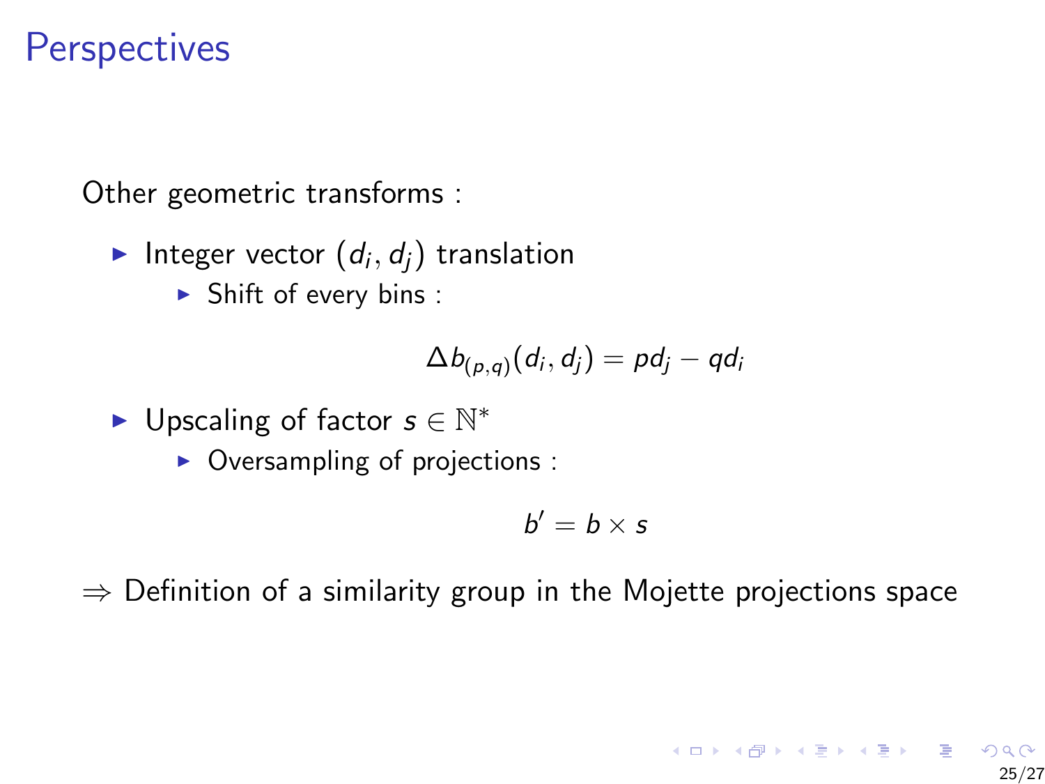# Perspectives

Other geometric transforms :

- Integer vector $(d_i, d_j)$ translation
  - Shift of every bins :

$$\Delta b_{(p,q)}(d_i, d_j) = p d_j - q d_i$$

- Upscaling of factor $s \in \mathbb{N}^*$
  - Oversampling of projections :

$$b' = b \times s$$

$\Rightarrow$ Definition of a similarity group in the Mojette projections space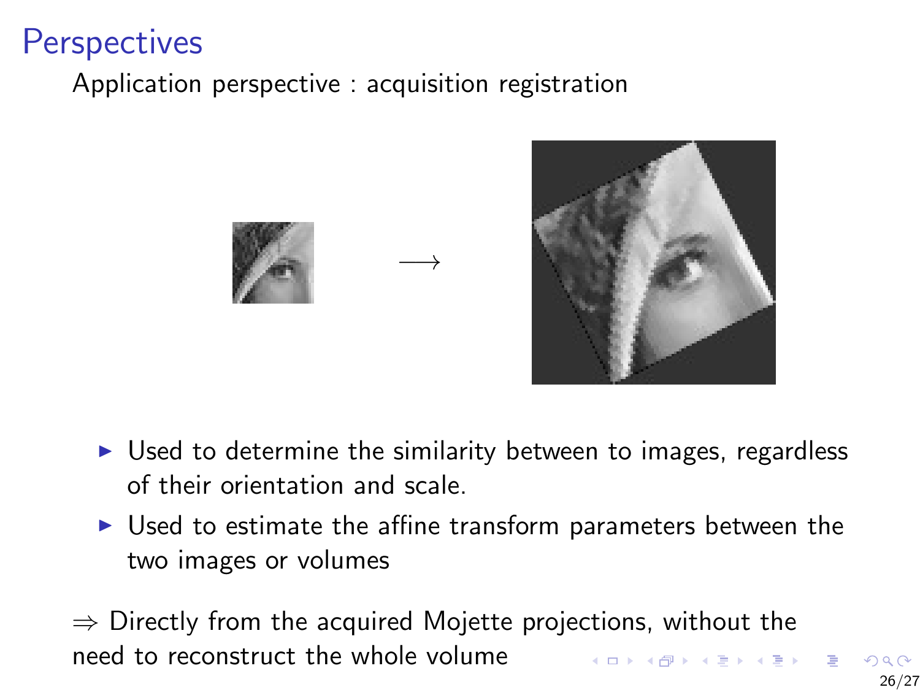# Perspectives

Application perspective : acquisition registration

$\longrightarrow$

- Used to determine the similarity between to images, regardless of their orientation and scale.
- Used to estimate the affine transform parameters between the two images or volumes

$\Rightarrow$ Directly from the acquired Mojette projections, without the need to reconstruct the whole volume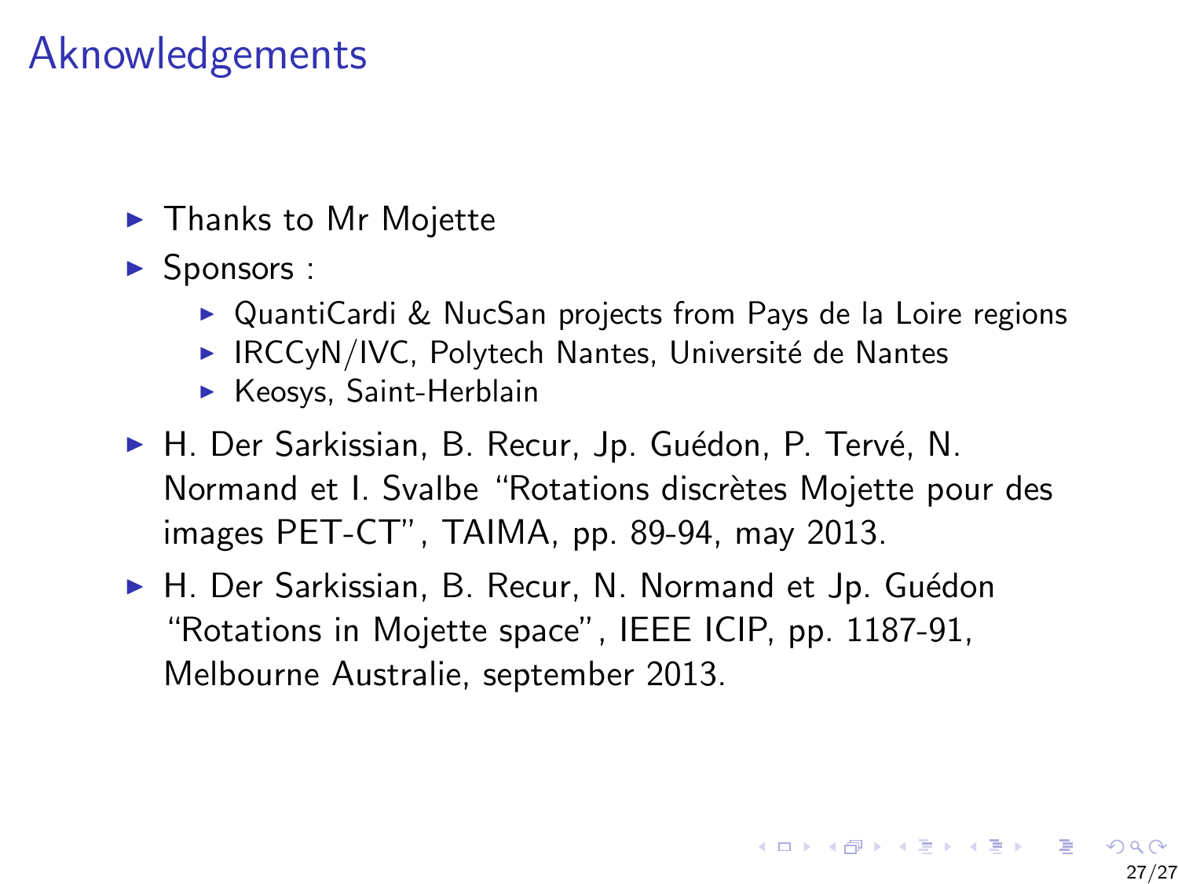# Aknowledgements

- Thanks to Mr Mojette
- Sponsors :
  - QuantiCardi & NucSan projects from Pays de la Loire regions
  - IRCCyN/IVC, Polytech Nantes, Université de Nantes
  - Keosys, Saint-Herblain
- H. Der Sarkissian, B. Recur, Jp. Guédon, P. Tervé, N. Normand et I. Svalbe “Rotations discrètes Mojette pour des images PET-CT”, TAIMA, pp. 89-94, may 2013.
- H. Der Sarkissian, B. Recur, N. Normand et Jp. Guédon “Rotations in Mojette space”, IEEE ICIP, pp. 1187-91, Melbourne Australie, september 2013.